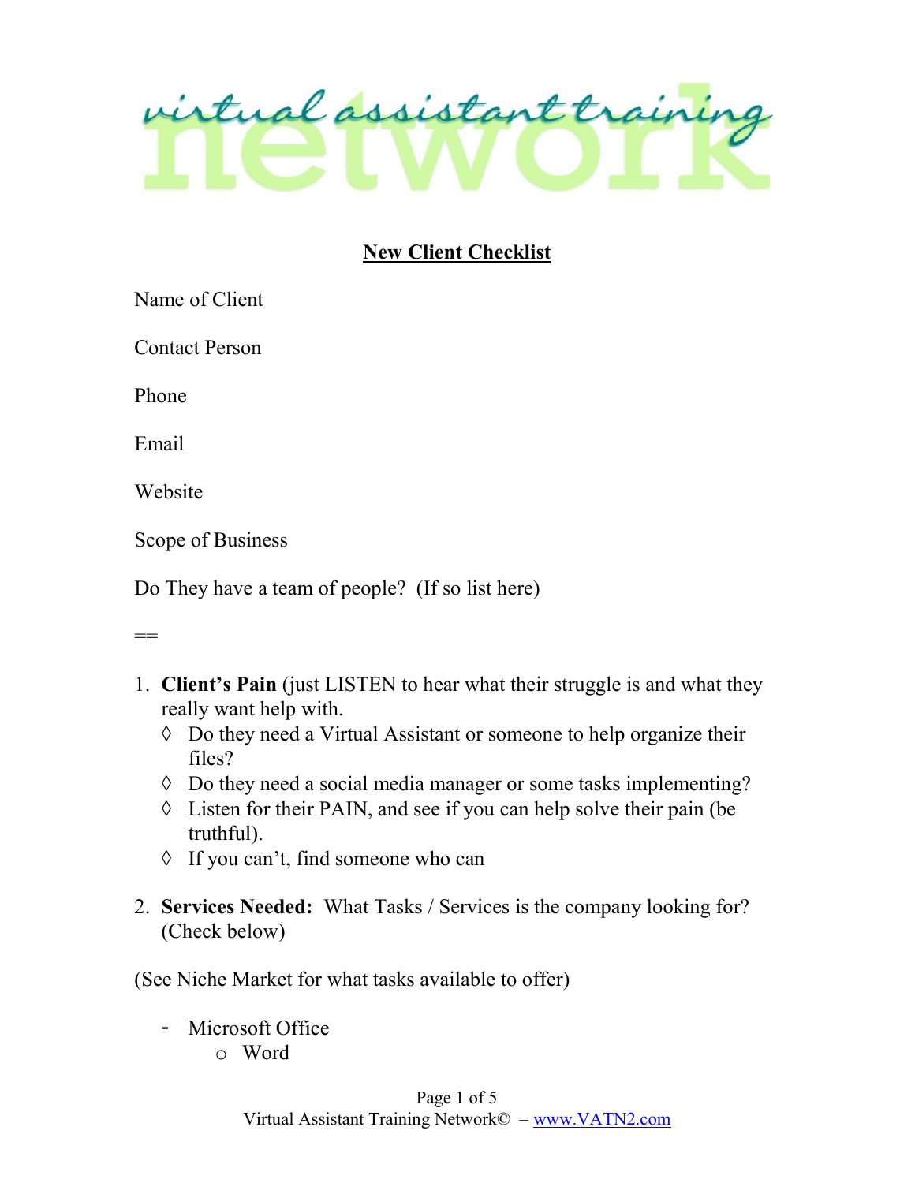virtual assistant training network

## New Client Checklist

Name of Client

Contact Person

Phone

Email

Website

Scope of Business

Do They have a team of people? (If so list here)

==

1. **Client's Pain** (just LISTEN to hear what their struggle is and what they really want help with.
   - ◊ Do they need a Virtual Assistant or someone to help organize their files?
   - ◊ Do they need a social media manager or some tasks implementing?
   - ◊ Listen for their PAIN, and see if you can help solve their pain (be truthful).
   - ◊ If you can't, find someone who can

2. **Services Needed:** What Tasks / Services is the company looking for? (Check below)

(See Niche Market for what tasks available to offer)

- Microsoft Office
  - Word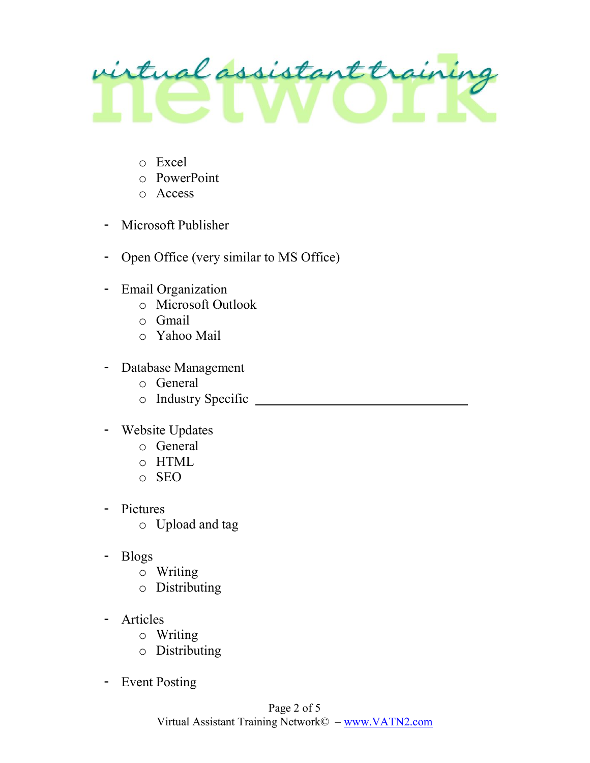- Excel
  - PowerPoint
  - Access

- Microsoft Publisher

- Open Office (very similar to MS Office)

- Email Organization
  - Microsoft Outlook
  - Gmail
  - Yahoo Mail

- Database Management
  - General
  - Industry Specific \_\_\_\_\_\_\_\_\_\_\_\_\_\_\_\_\_\_\_\_\_\_\_\_\_\_\_\_\_\_\_\_

- Website Updates
  - General
  - HTML
  - SEO

- Pictures
  - Upload and tag

- Blogs
  - Writing
  - Distributing

- Articles
  - Writing
  - Distributing

- Event Posting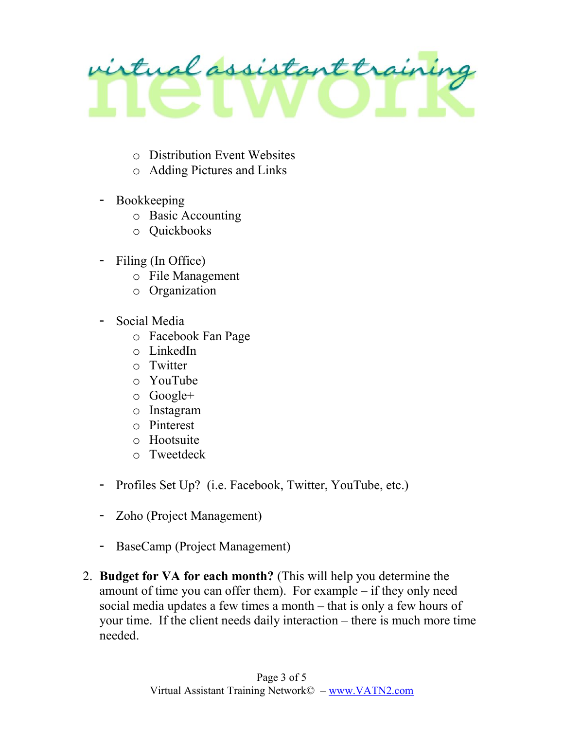- Distribution Event Websites
   - Adding Pictures and Links

- Bookkeeping
   - Basic Accounting
   - Quickbooks

- Filing (In Office)
   - File Management
   - Organization

- Social Media
   - Facebook Fan Page
   - LinkedIn
   - Twitter
   - YouTube
   - Google+
   - Instagram
   - Pinterest
   - Hootsuite
   - Tweetdeck

- Profiles Set Up? (i.e. Facebook, Twitter, YouTube, etc.)

- Zoho (Project Management)

- BaseCamp (Project Management)

2. **Budget for VA for each month?** (This will help you determine the amount of time you can offer them). For example – if they only need social media updates a few times a month – that is only a few hours of your time. If the client needs daily interaction – there is much more time needed.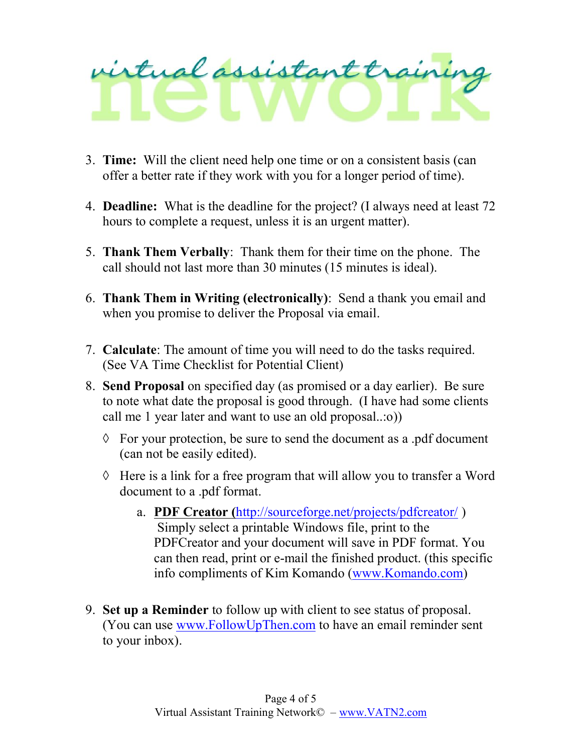3. **Time:** Will the client need help one time or on a consistent basis (can offer a better rate if they work with you for a longer period of time).

4. **Deadline:** What is the deadline for the project? (I always need at least 72 hours to complete a request, unless it is an urgent matter).

5. **Thank Them Verbally**: Thank them for their time on the phone. The call should not last more than 30 minutes (15 minutes is ideal).

6. **Thank Them in Writing (electronically)**: Send a thank you email and when you promise to deliver the Proposal via email.

7. **Calculate**: The amount of time you will need to do the tasks required. (See VA Time Checklist for Potential Client)

8. **Send Proposal** on specified day (as promised or a day earlier). Be sure to note what date the proposal is good through. (I have had some clients call me 1 year later and want to use an old proposal..:o))
   - ◊ For your protection, be sure to send the document as a .pdf document (can not be easily edited).
   - ◊ Here is a link for a free program that will allow you to transfer a Word document to a .pdf format.
     a. **PDF Creator (**http://sourceforge.net/projects/pdfcreator/ ) Simply select a printable Windows file, print to the PDFCreator and your document will save in PDF format. You can then read, print or e-mail the finished product. (this specific info compliments of Kim Komando (www.Komando.com)

9. **Set up a Reminder** to follow up with client to see status of proposal. (You can use www.FollowUpThen.com to have an email reminder sent to your inbox).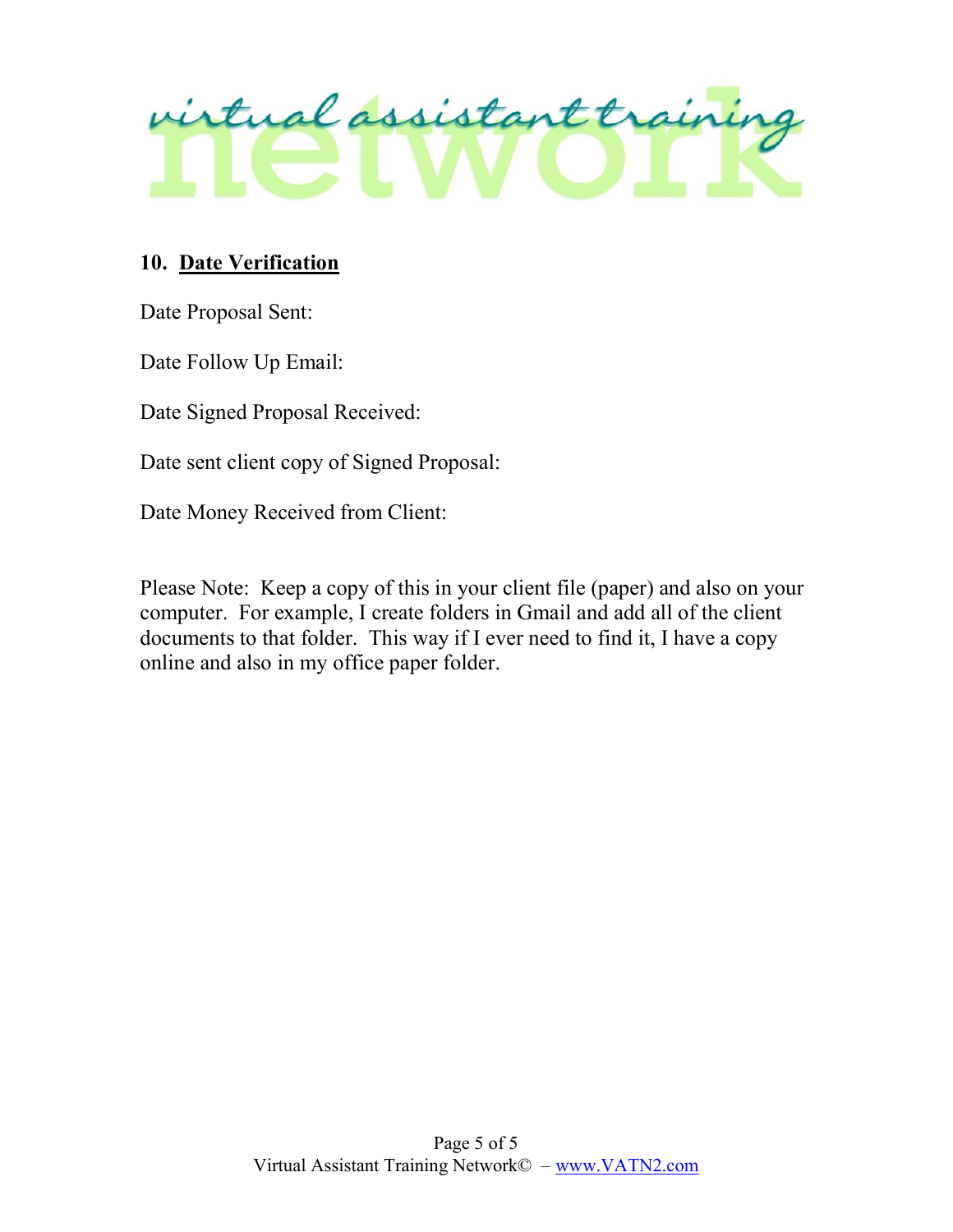## 10. Date Verification

Date Proposal Sent:

Date Follow Up Email:

Date Signed Proposal Received:

Date sent client copy of Signed Proposal:

Date Money Received from Client:

Please Note: Keep a copy of this in your client file (paper) and also on your computer. For example, I create folders in Gmail and add all of the client documents to that folder. This way if I ever need to find it, I have a copy online and also in my office paper folder.